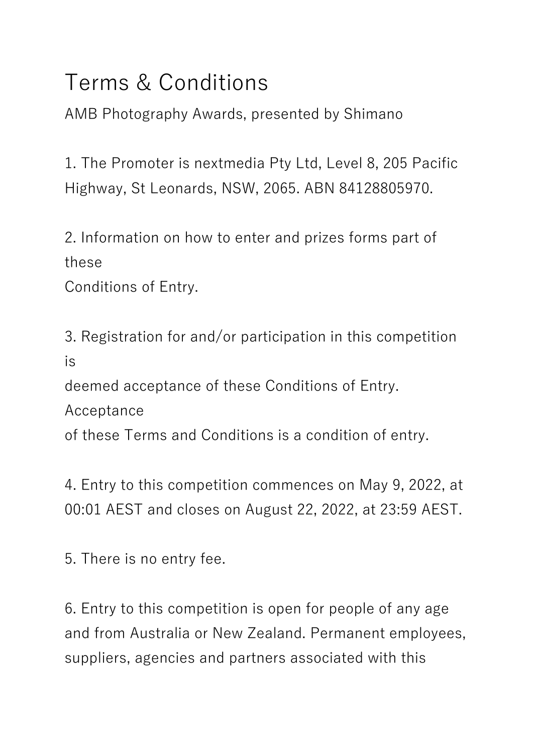# Terms & Conditions

AMB Photography Awards, presented by Shimano

1. The Promoter is nextmedia Pty Ltd, Level 8, 205 Pacific Highway, St Leonards, NSW, 2065. ABN 84128805970.

2. Information on how to enter and prizes forms part of these Conditions of Entry.

3. Registration for and/or participation in this competition is deemed acceptance of these Conditions of Entry. Acceptance of these Terms and Conditions is a condition of entry.

4. Entry to this competition commences on May 9, 2022, at 00:01 AEST and closes on August 22, 2022, at 23:59 AEST.

5. There is no entry fee.

6. Entry to this competition is open for people of any age and from Australia or New Zealand. Permanent employees, suppliers, agencies and partners associated with this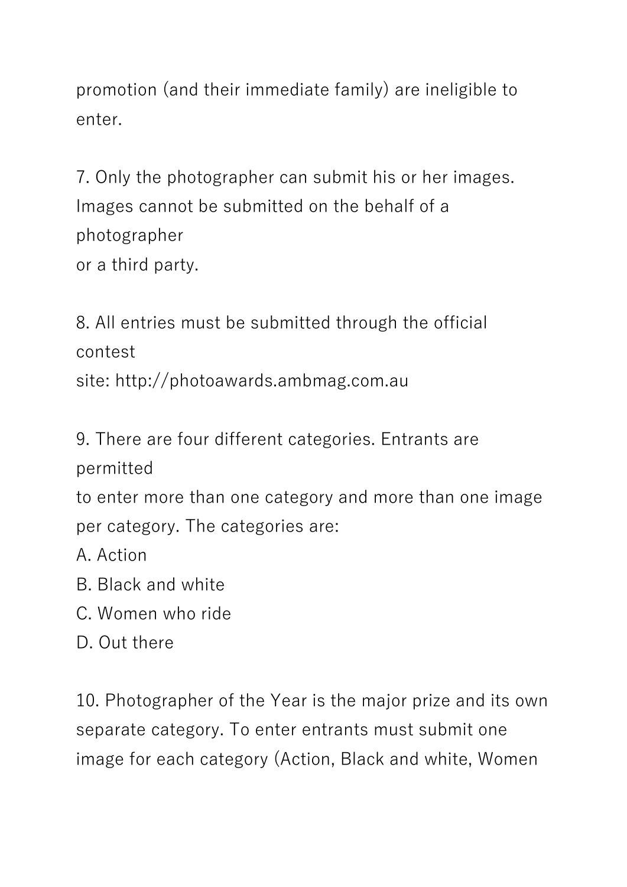promotion (and their immediate family) are ineligible to enter.

7. Only the photographer can submit his or her images. Images cannot be submitted on the behalf of a photographer or a third party.

8. All entries must be submitted through the official contest site: http://photoawards.ambmag.com.au

9. There are four different categories. Entrants are permitted to enter more than one category and more than one image per category. The categories are:

A. Action
B. Black and white
C. Women who ride
D. Out there

10. Photographer of the Year is the major prize and its own separate category. To enter entrants must submit one image for each category (Action, Black and white, Women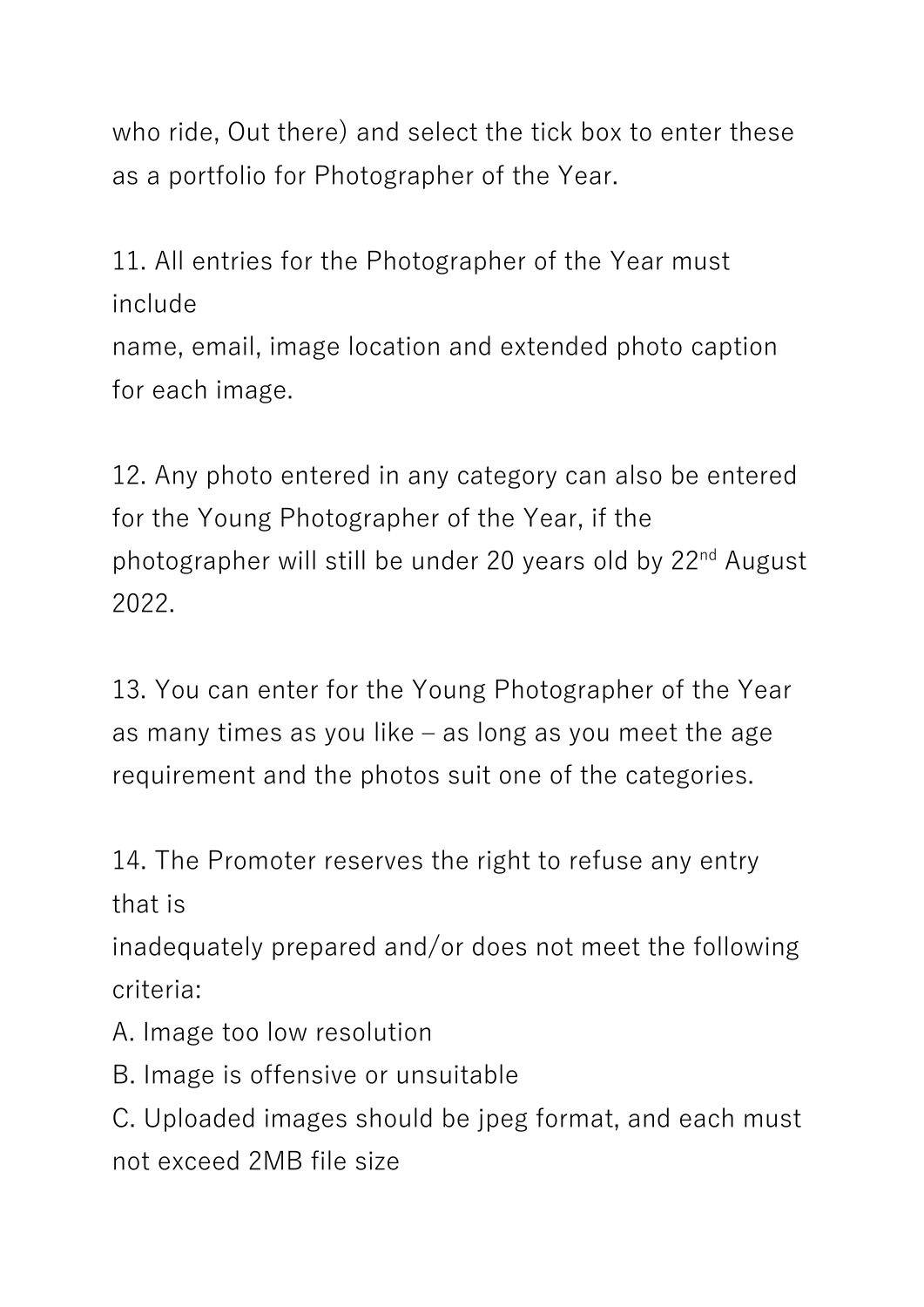who ride, Out there) and select the tick box to enter these as a portfolio for Photographer of the Year.

11. All entries for the Photographer of the Year must include
name, email, image location and extended photo caption for each image.

12. Any photo entered in any category can also be entered for the Young Photographer of the Year, if the photographer will still be under 20 years old by 22nd August 2022.

13. You can enter for the Young Photographer of the Year as many times as you like – as long as you meet the age requirement and the photos suit one of the categories.

14. The Promoter reserves the right to refuse any entry that is
inadequately prepared and/or does not meet the following criteria:

A. Image too low resolution

B. Image is offensive or unsuitable

C. Uploaded images should be jpeg format, and each must not exceed 2MB file size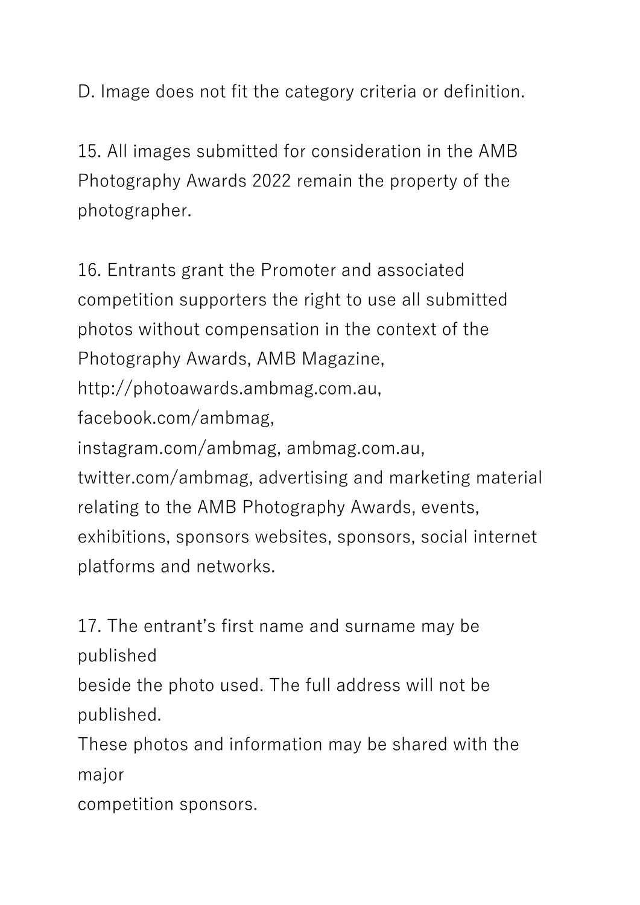D. Image does not fit the category criteria or definition.

15. All images submitted for consideration in the AMB Photography Awards 2022 remain the property of the photographer.

16. Entrants grant the Promoter and associated competition supporters the right to use all submitted photos without compensation in the context of the Photography Awards, AMB Magazine, http://photoawards.ambmag.com.au, facebook.com/ambmag, instagram.com/ambmag, ambmag.com.au, twitter.com/ambmag, advertising and marketing material relating to the AMB Photography Awards, events, exhibitions, sponsors websites, sponsors, social internet platforms and networks.

17. The entrant's first name and surname may be published beside the photo used. The full address will not be published. These photos and information may be shared with the major competition sponsors.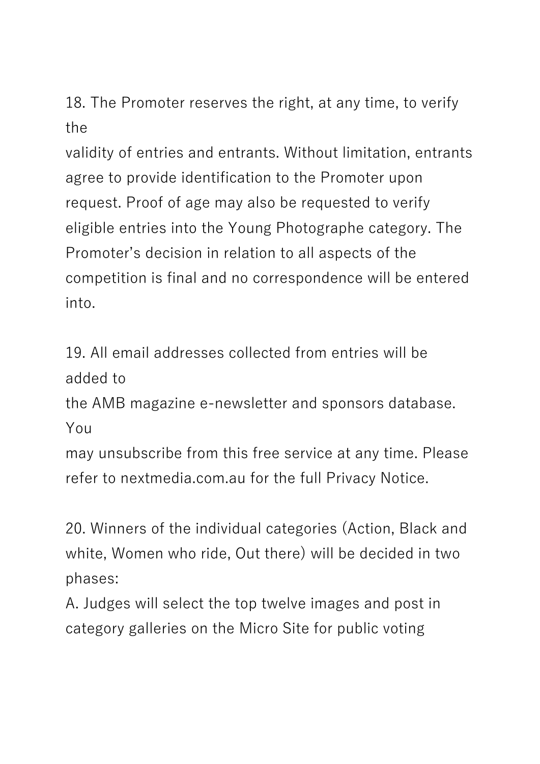18. The Promoter reserves the right, at any time, to verify the validity of entries and entrants. Without limitation, entrants agree to provide identification to the Promoter upon request. Proof of age may also be requested to verify eligible entries into the Young Photographe category. The Promoter’s decision in relation to all aspects of the competition is final and no correspondence will be entered into.

19. All email addresses collected from entries will be added to the AMB magazine e-newsletter and sponsors database. You may unsubscribe from this free service at any time. Please refer to nextmedia.com.au for the full Privacy Notice.

20. Winners of the individual categories (Action, Black and white, Women who ride, Out there) will be decided in two phases:

A. Judges will select the top twelve images and post in category galleries on the Micro Site for public voting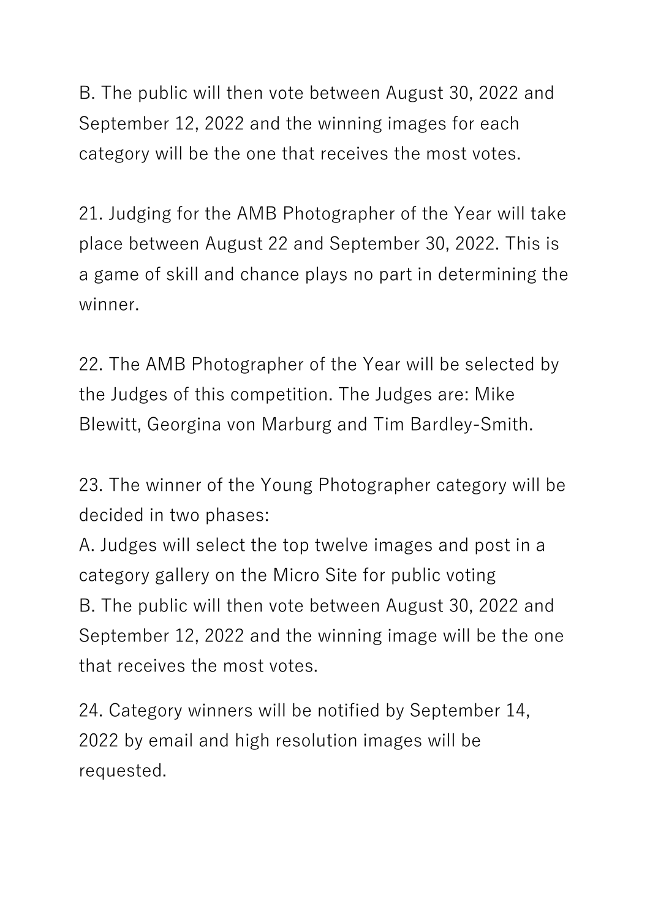B. The public will then vote between August 30, 2022 and September 12, 2022 and the winning images for each category will be the one that receives the most votes.

21. Judging for the AMB Photographer of the Year will take place between August 22 and September 30, 2022. This is a game of skill and chance plays no part in determining the winner.

22. The AMB Photographer of the Year will be selected by the Judges of this competition. The Judges are: Mike Blewitt, Georgina von Marburg and Tim Bardley-Smith.

23. The winner of the Young Photographer category will be decided in two phases:
A. Judges will select the top twelve images and post in a category gallery on the Micro Site for public voting
B. The public will then vote between August 30, 2022 and September 12, 2022 and the winning image will be the one that receives the most votes.

24. Category winners will be notified by September 14, 2022 by email and high resolution images will be requested.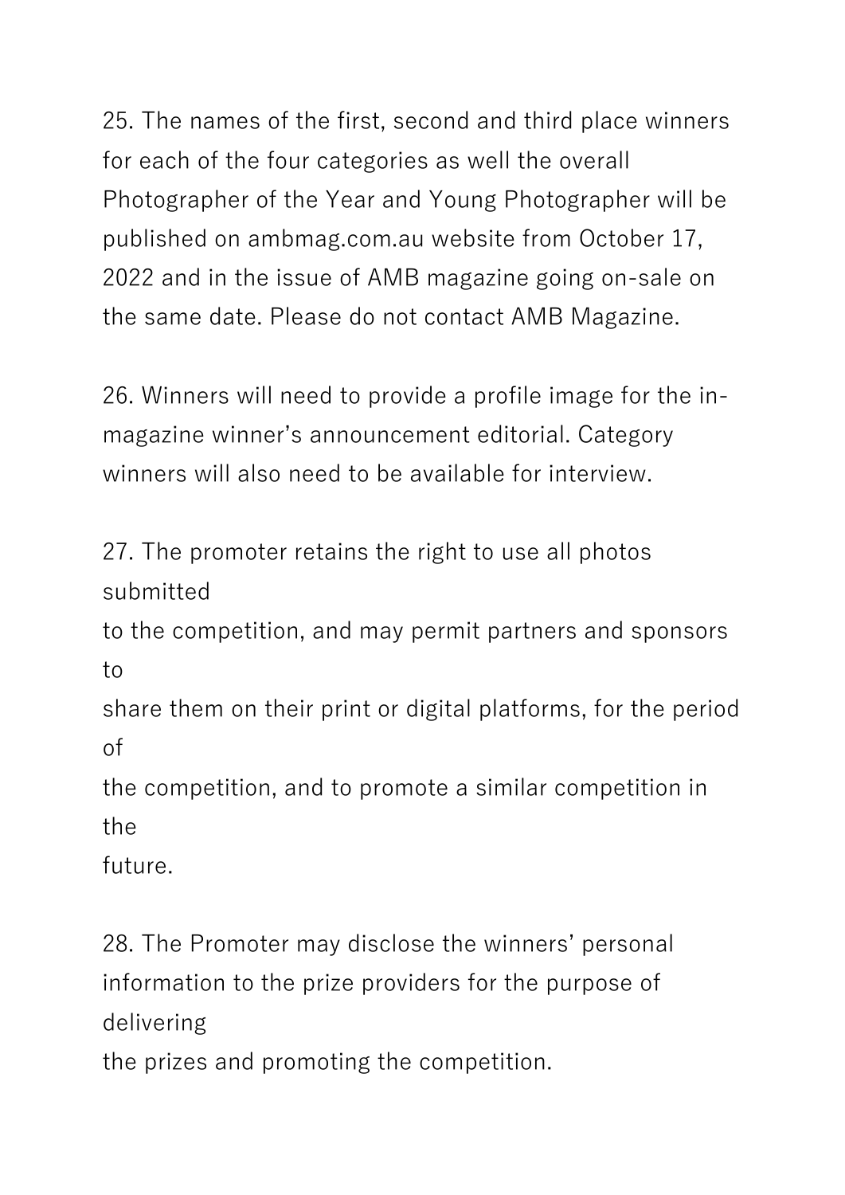25. The names of the first, second and third place winners for each of the four categories as well the overall Photographer of the Year and Young Photographer will be published on ambmag.com.au website from October 17, 2022 and in the issue of AMB magazine going on-sale on the same date. Please do not contact AMB Magazine.

26. Winners will need to provide a profile image for the in-magazine winner's announcement editorial. Category winners will also need to be available for interview.

27. The promoter retains the right to use all photos submitted to the competition, and may permit partners and sponsors to share them on their print or digital platforms, for the period of the competition, and to promote a similar competition in the future.

28. The Promoter may disclose the winners' personal information to the prize providers for the purpose of delivering the prizes and promoting the competition.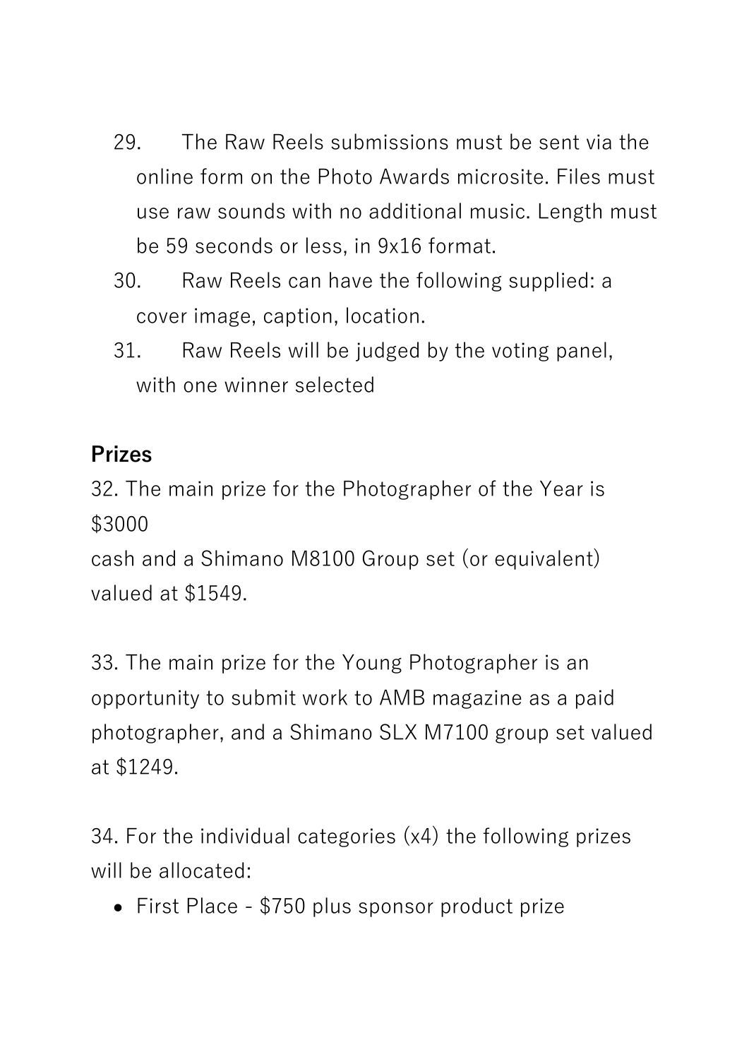29. The Raw Reels submissions must be sent via the online form on the Photo Awards microsite. Files must use raw sounds with no additional music. Length must be 59 seconds or less, in 9x16 format.
30. Raw Reels can have the following supplied: a cover image, caption, location.
31. Raw Reels will be judged by the voting panel, with one winner selected

## Prizes

32. The main prize for the Photographer of the Year is $3000
cash and a Shimano M8100 Group set (or equivalent) valued at $1549.

33. The main prize for the Young Photographer is an opportunity to submit work to AMB magazine as a paid photographer, and a Shimano SLX M7100 group set valued at $1249.

34. For the individual categories (x4) the following prizes will be allocated:

- First Place - $750 plus sponsor product prize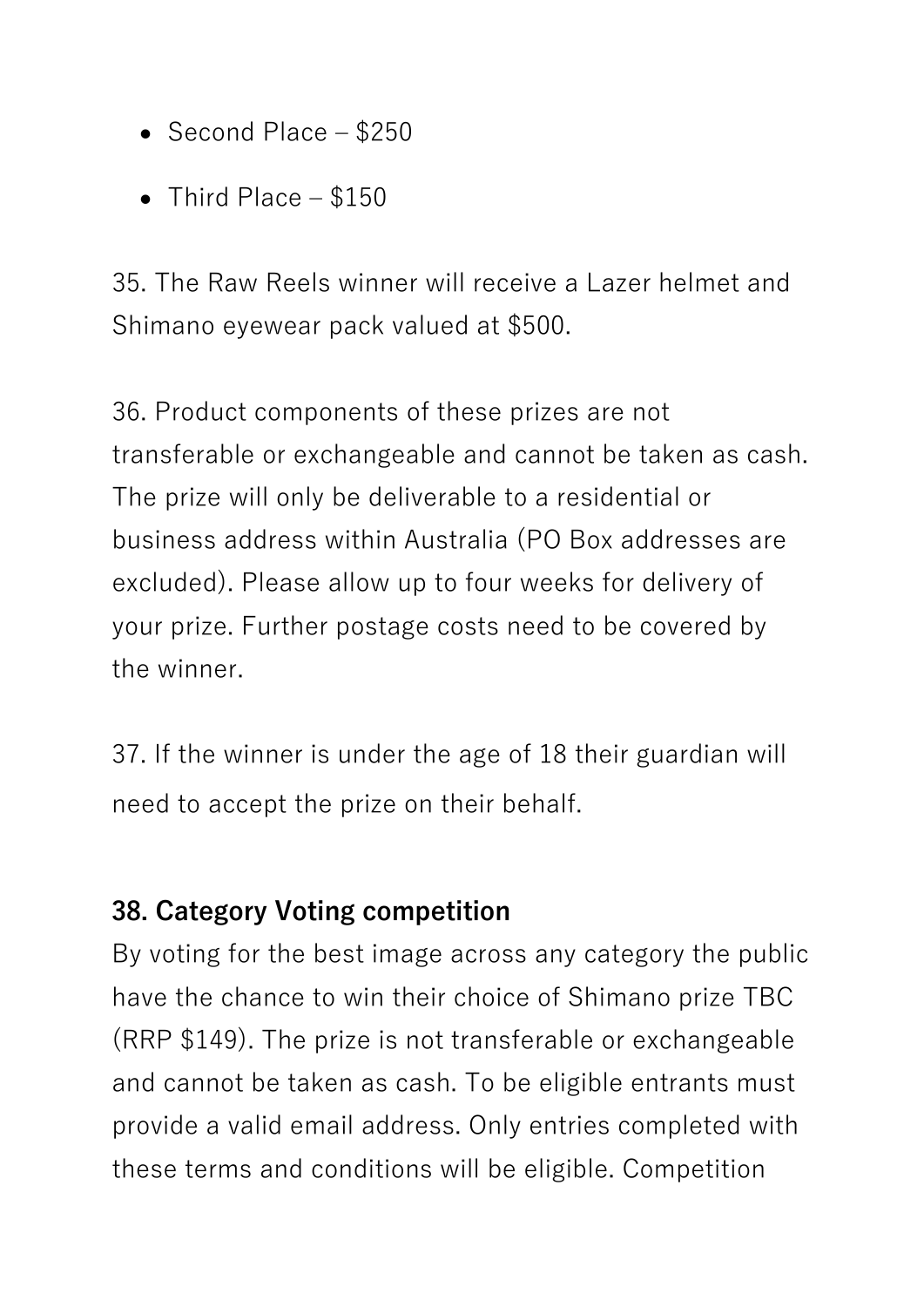- Second Place – $250
- Third Place – $150

35. The Raw Reels winner will receive a Lazer helmet and Shimano eyewear pack valued at $500.

36. Product components of these prizes are not transferable or exchangeable and cannot be taken as cash. The prize will only be deliverable to a residential or business address within Australia (PO Box addresses are excluded). Please allow up to four weeks for delivery of your prize. Further postage costs need to be covered by the winner.

37. If the winner is under the age of 18 their guardian will need to accept the prize on their behalf.

**38. Category Voting competition**

By voting for the best image across any category the public have the chance to win their choice of Shimano prize TBC (RRP $149). The prize is not transferable or exchangeable and cannot be taken as cash. To be eligible entrants must provide a valid email address. Only entries completed with these terms and conditions will be eligible. Competition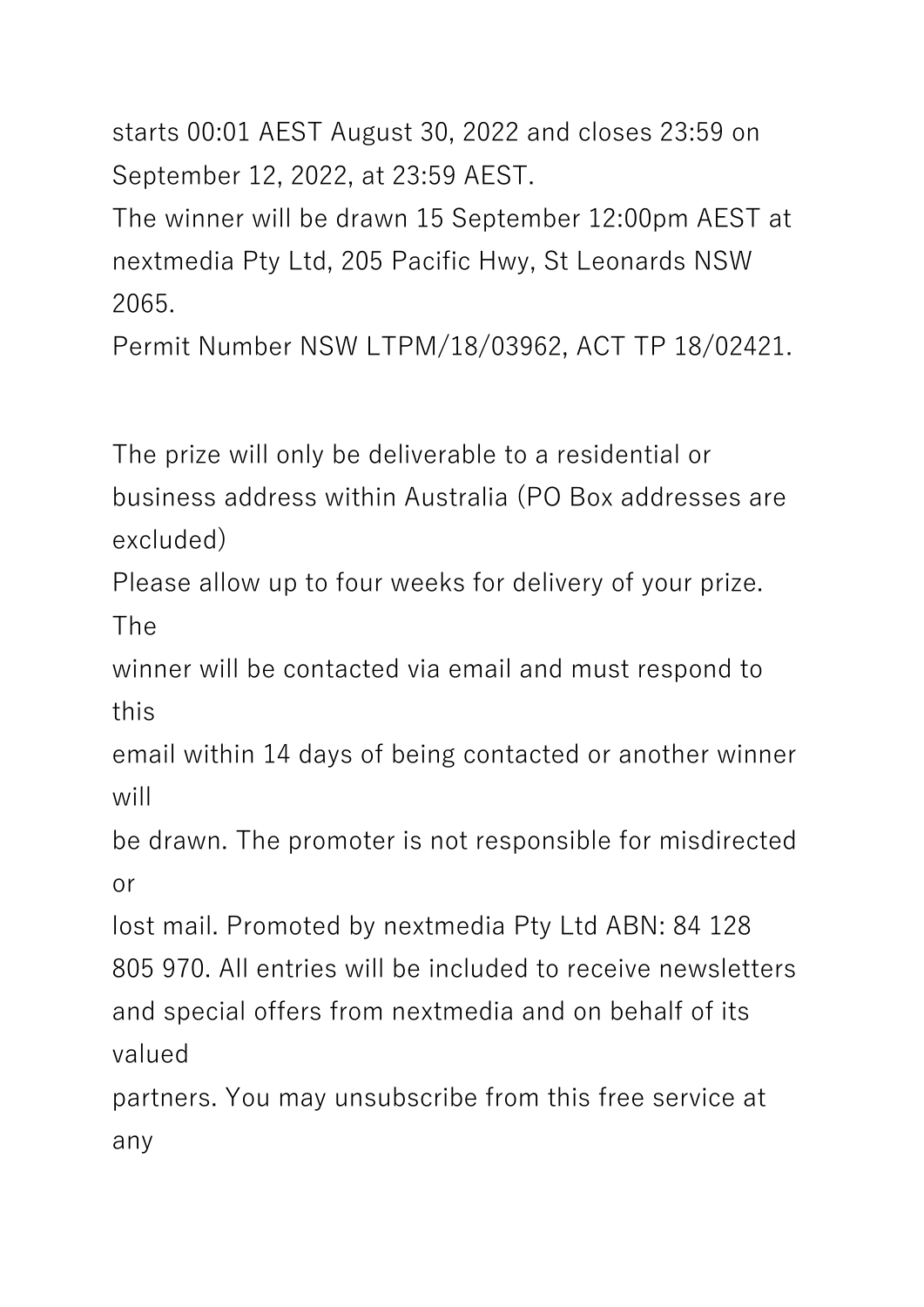starts 00:01 AEST August 30, 2022 and closes 23:59 on September 12, 2022, at 23:59 AEST.
The winner will be drawn 15 September 12:00pm AEST at nextmedia Pty Ltd, 205 Pacific Hwy, St Leonards NSW 2065.
Permit Number NSW LTPM/18/03962, ACT TP 18/02421.

The prize will only be deliverable to a residential or business address within Australia (PO Box addresses are excluded)
Please allow up to four weeks for delivery of your prize. The winner will be contacted via email and must respond to this email within 14 days of being contacted or another winner will be drawn. The promoter is not responsible for misdirected or lost mail. Promoted by nextmedia Pty Ltd ABN: 84 128 805 970. All entries will be included to receive newsletters and special offers from nextmedia and on behalf of its valued partners. You may unsubscribe from this free service at any